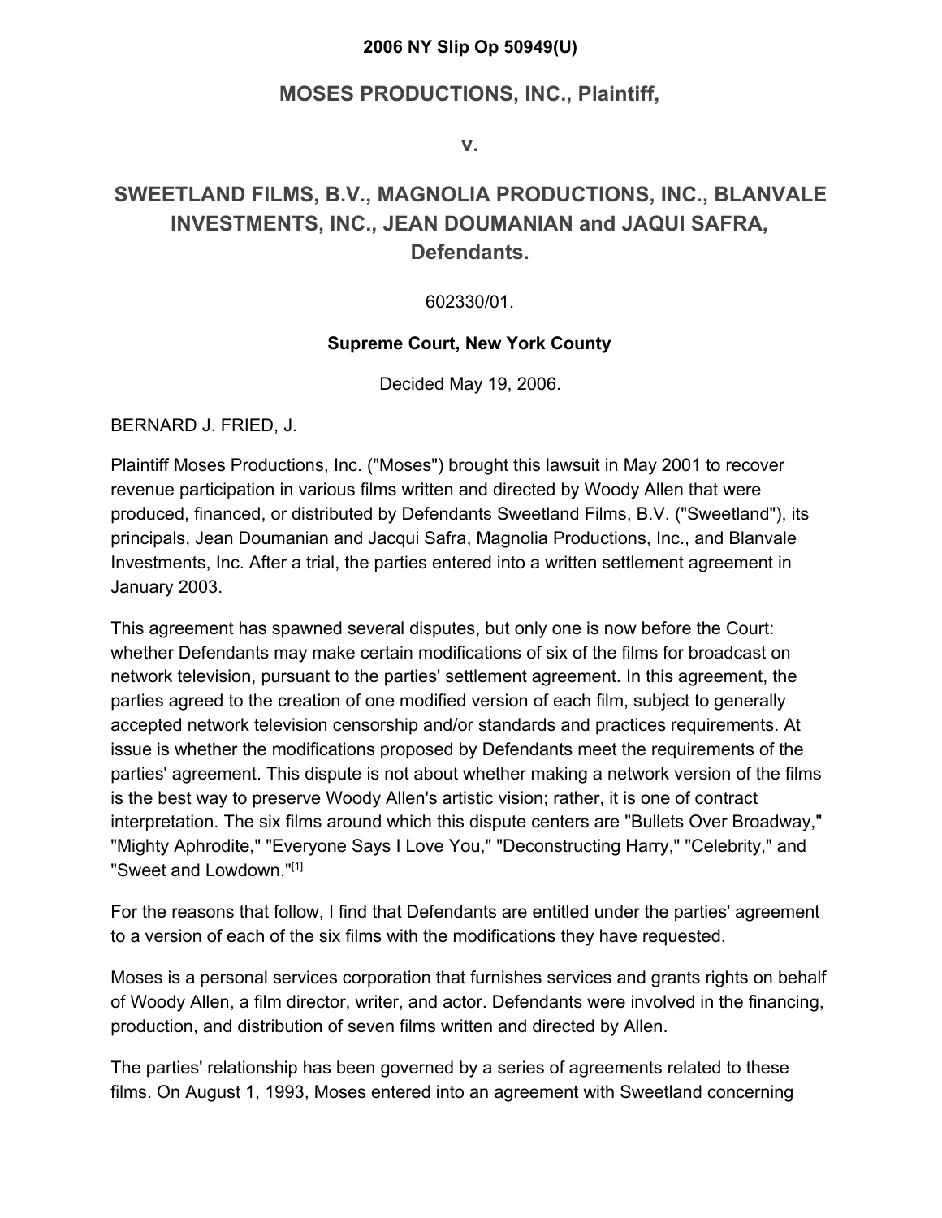**2006 NY Slip Op 50949(U)**

## MOSES PRODUCTIONS, INC., Plaintiff,

**v.**

## SWEETLAND FILMS, B.V., MAGNOLIA PRODUCTIONS, INC., BLANVALE INVESTMENTS, INC., JEAN DOUMANIAN and JAQUI SAFRA, Defendants.

602330/01.

**Supreme Court, New York County**

Decided May 19, 2006.

BERNARD J. FRIED, J.

Plaintiff Moses Productions, Inc. ("Moses") brought this lawsuit in May 2001 to recover revenue participation in various films written and directed by Woody Allen that were produced, financed, or distributed by Defendants Sweetland Films, B.V. ("Sweetland"), its principals, Jean Doumanian and Jacqui Safra, Magnolia Productions, Inc., and Blanvale Investments, Inc. After a trial, the parties entered into a written settlement agreement in January 2003.

This agreement has spawned several disputes, but only one is now before the Court: whether Defendants may make certain modifications of six of the films for broadcast on network television, pursuant to the parties' settlement agreement. In this agreement, the parties agreed to the creation of one modified version of each film, subject to generally accepted network television censorship and/or standards and practices requirements. At issue is whether the modifications proposed by Defendants meet the requirements of the parties' agreement. This dispute is not about whether making a network version of the films is the best way to preserve Woody Allen's artistic vision; rather, it is one of contract interpretation. The six films around which this dispute centers are "Bullets Over Broadway," "Mighty Aphrodite," "Everyone Says I Love You," "Deconstructing Harry," "Celebrity," and "Sweet and Lowdown."[1]

For the reasons that follow, I find that Defendants are entitled under the parties' agreement to a version of each of the six films with the modifications they have requested.

Moses is a personal services corporation that furnishes services and grants rights on behalf of Woody Allen, a film director, writer, and actor. Defendants were involved in the financing, production, and distribution of seven films written and directed by Allen.

The parties' relationship has been governed by a series of agreements related to these films. On August 1, 1993, Moses entered into an agreement with Sweetland concerning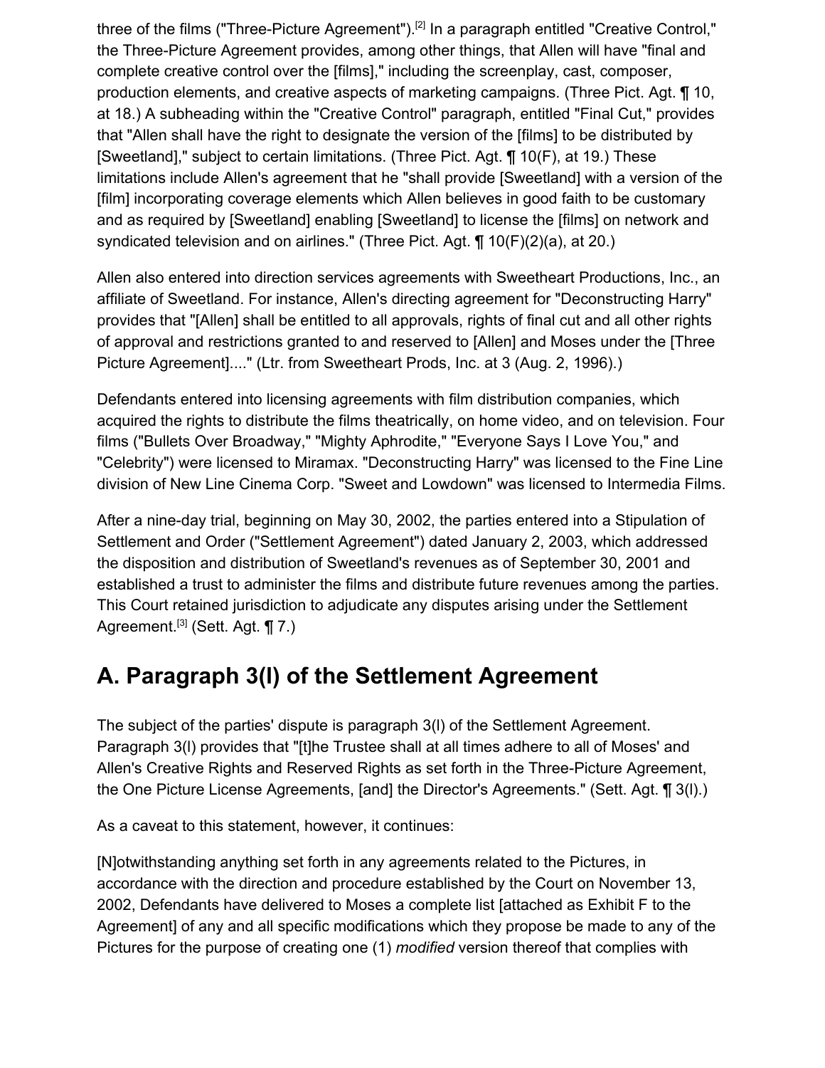three of the films ("Three-Picture Agreement").[2] In a paragraph entitled "Creative Control," the Three-Picture Agreement provides, among other things, that Allen will have "final and complete creative control over the [films]," including the screenplay, cast, composer, production elements, and creative aspects of marketing campaigns. (Three Pict. Agt. ¶ 10, at 18.) A subheading within the "Creative Control" paragraph, entitled "Final Cut," provides that "Allen shall have the right to designate the version of the [films] to be distributed by [Sweetland]," subject to certain limitations. (Three Pict. Agt. ¶ 10(F), at 19.) These limitations include Allen's agreement that he "shall provide [Sweetland] with a version of the [film] incorporating coverage elements which Allen believes in good faith to be customary and as required by [Sweetland] enabling [Sweetland] to license the [films] on network and syndicated television and on airlines." (Three Pict. Agt. ¶ 10(F)(2)(a), at 20.)

Allen also entered into direction services agreements with Sweetheart Productions, Inc., an affiliate of Sweetland. For instance, Allen's directing agreement for "Deconstructing Harry" provides that "[Allen] shall be entitled to all approvals, rights of final cut and all other rights of approval and restrictions granted to and reserved to [Allen] and Moses under the [Three Picture Agreement]...." (Ltr. from Sweetheart Prods, Inc. at 3 (Aug. 2, 1996).)

Defendants entered into licensing agreements with film distribution companies, which acquired the rights to distribute the films theatrically, on home video, and on television. Four films ("Bullets Over Broadway," "Mighty Aphrodite," "Everyone Says I Love You," and "Celebrity") were licensed to Miramax. "Deconstructing Harry" was licensed to the Fine Line division of New Line Cinema Corp. "Sweet and Lowdown" was licensed to Intermedia Films.

After a nine-day trial, beginning on May 30, 2002, the parties entered into a Stipulation of Settlement and Order ("Settlement Agreement") dated January 2, 2003, which addressed the disposition and distribution of Sweetland's revenues as of September 30, 2001 and established a trust to administer the films and distribute future revenues among the parties. This Court retained jurisdiction to adjudicate any disputes arising under the Settlement Agreement.[3] (Sett. Agt. ¶ 7.)

## A. Paragraph 3(l) of the Settlement Agreement

The subject of the parties' dispute is paragraph 3(l) of the Settlement Agreement. Paragraph 3(l) provides that "[t]he Trustee shall at all times adhere to all of Moses' and Allen's Creative Rights and Reserved Rights as set forth in the Three-Picture Agreement, the One Picture License Agreements, [and] the Director's Agreements." (Sett. Agt. ¶ 3(l).)

As a caveat to this statement, however, it continues:

[N]otwithstanding anything set forth in any agreements related to the Pictures, in accordance with the direction and procedure established by the Court on November 13, 2002, Defendants have delivered to Moses a complete list [attached as Exhibit F to the Agreement] of any and all specific modifications which they propose be made to any of the Pictures for the purpose of creating one (1) *modified* version thereof that complies with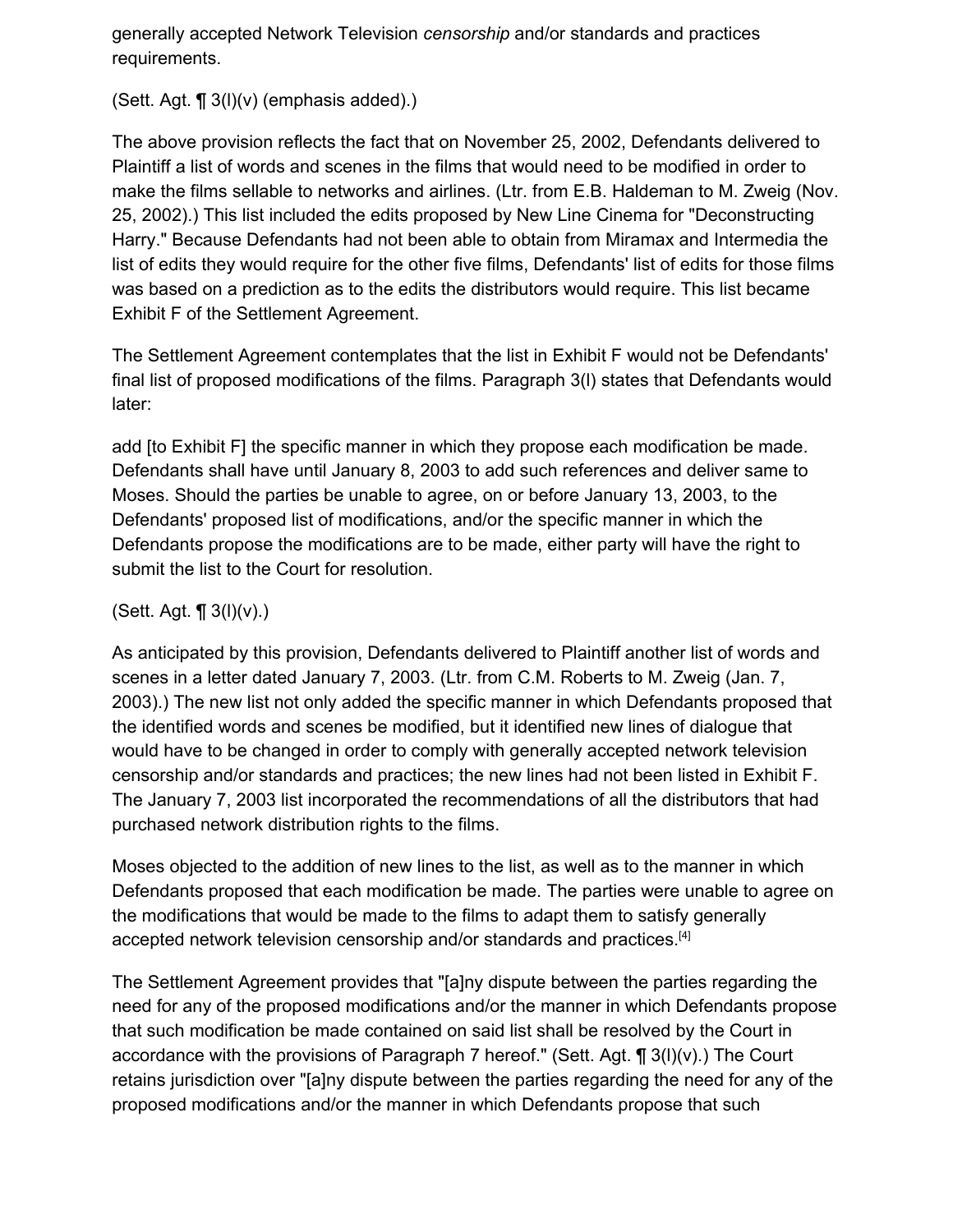generally accepted Network Television *censorship* and/or standards and practices requirements.

(Sett. Agt. ¶ 3(l)(v) (emphasis added).)

The above provision reflects the fact that on November 25, 2002, Defendants delivered to Plaintiff a list of words and scenes in the films that would need to be modified in order to make the films sellable to networks and airlines. (Ltr. from E.B. Haldeman to M. Zweig (Nov. 25, 2002).) This list included the edits proposed by New Line Cinema for "Deconstructing Harry." Because Defendants had not been able to obtain from Miramax and Intermedia the list of edits they would require for the other five films, Defendants' list of edits for those films was based on a prediction as to the edits the distributors would require. This list became Exhibit F of the Settlement Agreement.

The Settlement Agreement contemplates that the list in Exhibit F would not be Defendants' final list of proposed modifications of the films. Paragraph 3(l) states that Defendants would later:

add [to Exhibit F] the specific manner in which they propose each modification be made. Defendants shall have until January 8, 2003 to add such references and deliver same to Moses. Should the parties be unable to agree, on or before January 13, 2003, to the Defendants' proposed list of modifications, and/or the specific manner in which the Defendants propose the modifications are to be made, either party will have the right to submit the list to the Court for resolution.

(Sett. Agt. ¶ 3(l)(v).)

As anticipated by this provision, Defendants delivered to Plaintiff another list of words and scenes in a letter dated January 7, 2003. (Ltr. from C.M. Roberts to M. Zweig (Jan. 7, 2003).) The new list not only added the specific manner in which Defendants proposed that the identified words and scenes be modified, but it identified new lines of dialogue that would have to be changed in order to comply with generally accepted network television censorship and/or standards and practices; the new lines had not been listed in Exhibit F. The January 7, 2003 list incorporated the recommendations of all the distributors that had purchased network distribution rights to the films.

Moses objected to the addition of new lines to the list, as well as to the manner in which Defendants proposed that each modification be made. The parties were unable to agree on the modifications that would be made to the films to adapt them to satisfy generally accepted network television censorship and/or standards and practices.[4]

The Settlement Agreement provides that "[a]ny dispute between the parties regarding the need for any of the proposed modifications and/or the manner in which Defendants propose that such modification be made contained on said list shall be resolved by the Court in accordance with the provisions of Paragraph 7 hereof." (Sett. Agt. ¶ 3(l)(v).) The Court retains jurisdiction over "[a]ny dispute between the parties regarding the need for any of the proposed modifications and/or the manner in which Defendants propose that such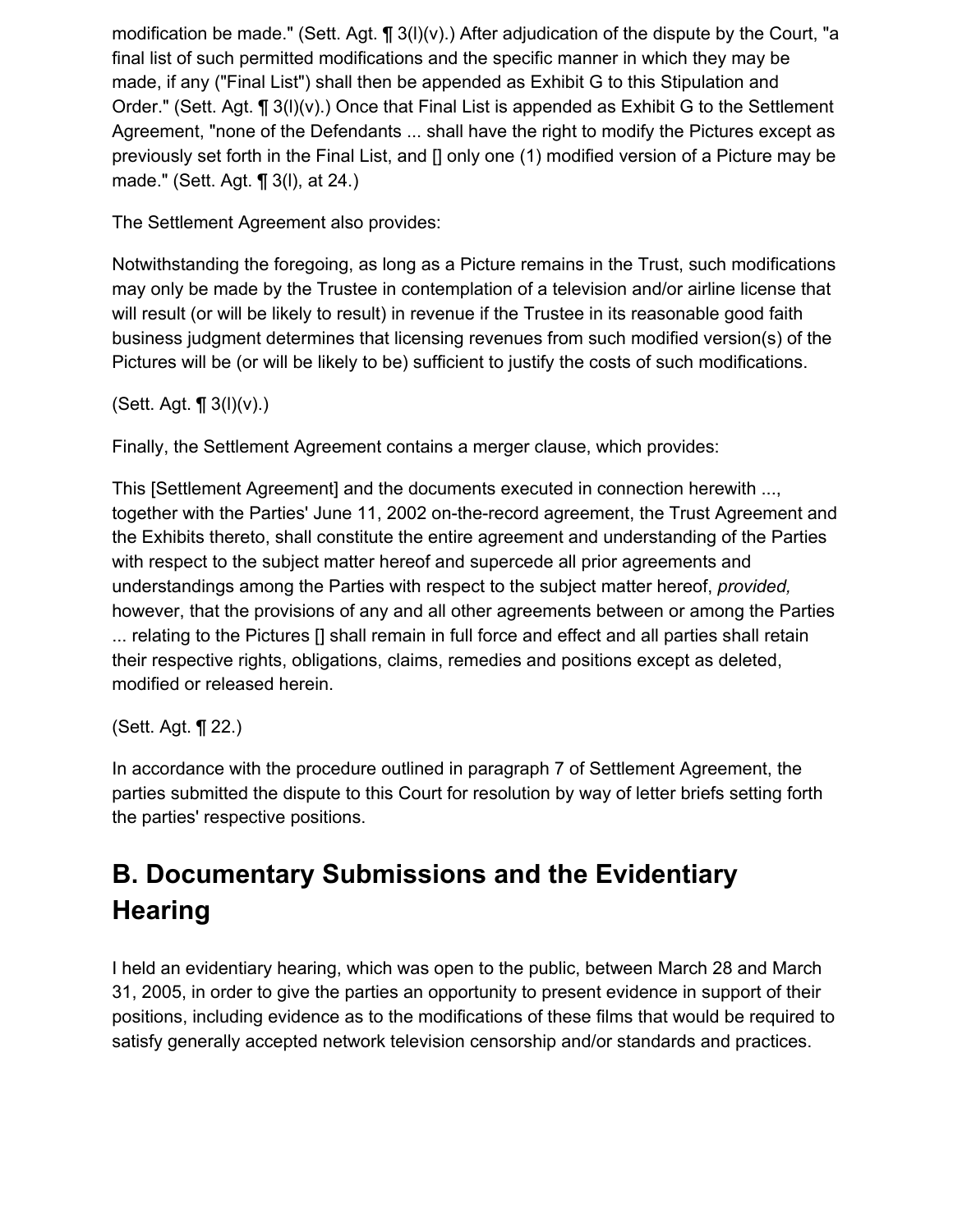modification be made." (Sett. Agt. ¶ 3(l)(v).) After adjudication of the dispute by the Court, "a final list of such permitted modifications and the specific manner in which they may be made, if any ("Final List") shall then be appended as Exhibit G to this Stipulation and Order." (Sett. Agt. ¶ 3(l)(v).) Once that Final List is appended as Exhibit G to the Settlement Agreement, "none of the Defendants ... shall have the right to modify the Pictures except as previously set forth in the Final List, and [] only one (1) modified version of a Picture may be made." (Sett. Agt. ¶ 3(l), at 24.)

The Settlement Agreement also provides:

Notwithstanding the foregoing, as long as a Picture remains in the Trust, such modifications may only be made by the Trustee in contemplation of a television and/or airline license that will result (or will be likely to result) in revenue if the Trustee in its reasonable good faith business judgment determines that licensing revenues from such modified version(s) of the Pictures will be (or will be likely to be) sufficient to justify the costs of such modifications.

(Sett. Agt. ¶ 3(l)(v).)

Finally, the Settlement Agreement contains a merger clause, which provides:

This [Settlement Agreement] and the documents executed in connection herewith ..., together with the Parties' June 11, 2002 on-the-record agreement, the Trust Agreement and the Exhibits thereto, shall constitute the entire agreement and understanding of the Parties with respect to the subject matter hereof and supercede all prior agreements and understandings among the Parties with respect to the subject matter hereof, *provided,* however, that the provisions of any and all other agreements between or among the Parties ... relating to the Pictures [] shall remain in full force and effect and all parties shall retain their respective rights, obligations, claims, remedies and positions except as deleted, modified or released herein.

(Sett. Agt. ¶ 22.)

In accordance with the procedure outlined in paragraph 7 of Settlement Agreement, the parties submitted the dispute to this Court for resolution by way of letter briefs setting forth the parties' respective positions.

## B. Documentary Submissions and the Evidentiary Hearing

I held an evidentiary hearing, which was open to the public, between March 28 and March 31, 2005, in order to give the parties an opportunity to present evidence in support of their positions, including evidence as to the modifications of these films that would be required to satisfy generally accepted network television censorship and/or standards and practices.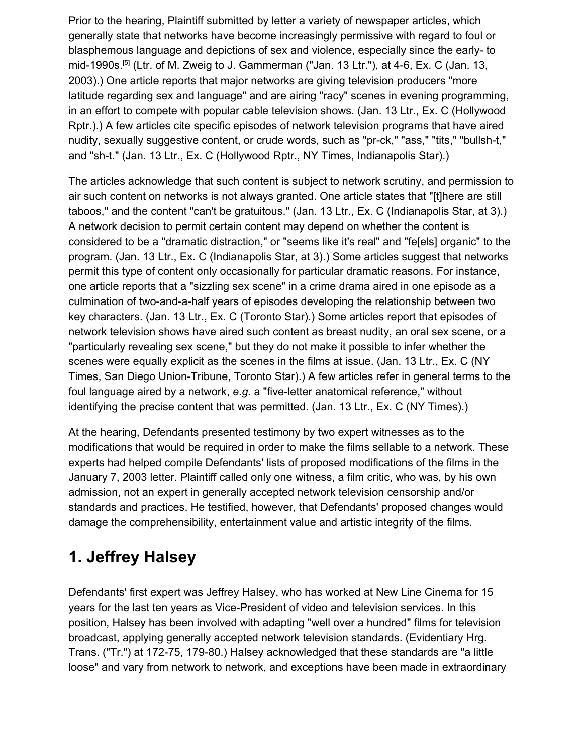Prior to the hearing, Plaintiff submitted by letter a variety of newspaper articles, which generally state that networks have become increasingly permissive with regard to foul or blasphemous language and depictions of sex and violence, especially since the early- to mid-1990s.[5] (Ltr. of M. Zweig to J. Gammerman ("Jan. 13 Ltr."), at 4-6, Ex. C (Jan. 13, 2003).) One article reports that major networks are giving television producers "more latitude regarding sex and language" and are airing "racy" scenes in evening programming, in an effort to compete with popular cable television shows. (Jan. 13 Ltr., Ex. C (Hollywood Rptr.).) A few articles cite specific episodes of network television programs that have aired nudity, sexually suggestive content, or crude words, such as "pr-ck," "ass," "tits," "bullsh-t," and "sh-t." (Jan. 13 Ltr., Ex. C (Hollywood Rptr., NY Times, Indianapolis Star).)

The articles acknowledge that such content is subject to network scrutiny, and permission to air such content on networks is not always granted. One article states that "[t]here are still taboos," and the content "can't be gratuitous." (Jan. 13 Ltr., Ex. C (Indianapolis Star, at 3).) A network decision to permit certain content may depend on whether the content is considered to be a "dramatic distraction," or "seems like it's real" and "fe[els] organic" to the program. (Jan. 13 Ltr., Ex. C (Indianapolis Star, at 3).) Some articles suggest that networks permit this type of content only occasionally for particular dramatic reasons. For instance, one article reports that a "sizzling sex scene" in a crime drama aired in one episode as a culmination of two-and-a-half years of episodes developing the relationship between two key characters. (Jan. 13 Ltr., Ex. C (Toronto Star).) Some articles report that episodes of network television shows have aired such content as breast nudity, an oral sex scene, or a "particularly revealing sex scene," but they do not make it possible to infer whether the scenes were equally explicit as the scenes in the films at issue. (Jan. 13 Ltr., Ex. C (NY Times, San Diego Union-Tribune, Toronto Star).) A few articles refer in general terms to the foul language aired by a network, *e.g.* a "five-letter anatomical reference," without identifying the precise content that was permitted. (Jan. 13 Ltr., Ex. C (NY Times).)

At the hearing, Defendants presented testimony by two expert witnesses as to the modifications that would be required in order to make the films sellable to a network. These experts had helped compile Defendants' lists of proposed modifications of the films in the January 7, 2003 letter. Plaintiff called only one witness, a film critic, who was, by his own admission, not an expert in generally accepted network television censorship and/or standards and practices. He testified, however, that Defendants' proposed changes would damage the comprehensibility, entertainment value and artistic integrity of the films.

## 1. Jeffrey Halsey

Defendants' first expert was Jeffrey Halsey, who has worked at New Line Cinema for 15 years for the last ten years as Vice-President of video and television services. In this position, Halsey has been involved with adapting "well over a hundred" films for television broadcast, applying generally accepted network television standards. (Evidentiary Hrg. Trans. ("Tr.") at 172-75, 179-80.) Halsey acknowledged that these standards are "a little loose" and vary from network to network, and exceptions have been made in extraordinary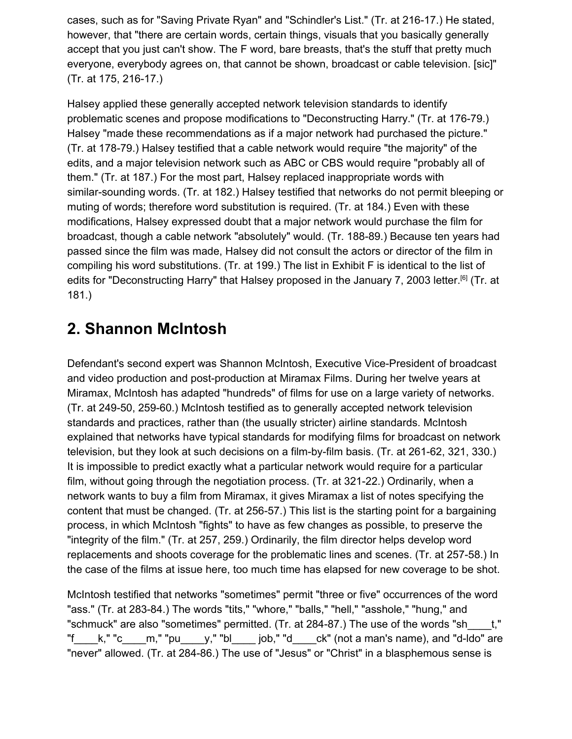cases, such as for "Saving Private Ryan" and "Schindler's List." (Tr. at 216-17.) He stated, however, that "there are certain words, certain things, visuals that you basically generally accept that you just can't show. The F word, bare breasts, that's the stuff that pretty much everyone, everybody agrees on, that cannot be shown, broadcast or cable television. [sic]" (Tr. at 175, 216-17.)

Halsey applied these generally accepted network television standards to identify problematic scenes and propose modifications to "Deconstructing Harry." (Tr. at 176-79.) Halsey "made these recommendations as if a major network had purchased the picture." (Tr. at 178-79.) Halsey testified that a cable network would require "the majority" of the edits, and a major television network such as ABC or CBS would require "probably all of them." (Tr. at 187.) For the most part, Halsey replaced inappropriate words with similar-sounding words. (Tr. at 182.) Halsey testified that networks do not permit bleeping or muting of words; therefore word substitution is required. (Tr. at 184.) Even with these modifications, Halsey expressed doubt that a major network would purchase the film for broadcast, though a cable network "absolutely" would. (Tr. 188-89.) Because ten years had passed since the film was made, Halsey did not consult the actors or director of the film in compiling his word substitutions. (Tr. at 199.) The list in Exhibit F is identical to the list of edits for "Deconstructing Harry" that Halsey proposed in the January 7, 2003 letter.[6] (Tr. at 181.)

## 2. Shannon McIntosh

Defendant's second expert was Shannon McIntosh, Executive Vice-President of broadcast and video production and post-production at Miramax Films. During her twelve years at Miramax, McIntosh has adapted "hundreds" of films for use on a large variety of networks. (Tr. at 249-50, 259-60.) McIntosh testified as to generally accepted network television standards and practices, rather than (the usually stricter) airline standards. McIntosh explained that networks have typical standards for modifying films for broadcast on network television, but they look at such decisions on a film-by-film basis. (Tr. at 261-62, 321, 330.) It is impossible to predict exactly what a particular network would require for a particular film, without going through the negotiation process. (Tr. at 321-22.) Ordinarily, when a network wants to buy a film from Miramax, it gives Miramax a list of notes specifying the content that must be changed. (Tr. at 256-57.) This list is the starting point for a bargaining process, in which McIntosh "fights" to have as few changes as possible, to preserve the "integrity of the film." (Tr. at 257, 259.) Ordinarily, the film director helps develop word replacements and shoots coverage for the problematic lines and scenes. (Tr. at 257-58.) In the case of the films at issue here, too much time has elapsed for new coverage to be shot.

McIntosh testified that networks "sometimes" permit "three or five" occurrences of the word "ass." (Tr. at 283-84.) The words "tits," "whore," "balls," "hell," "asshole," "hung," and "schmuck" are also "sometimes" permitted. (Tr. at 284-87.) The use of the words "sh____t," "f____k," "c____m," "pu____y," "bl____ job," "d____ck" (not a man's name), and "d-ldo" are "never" allowed. (Tr. at 284-86.) The use of "Jesus" or "Christ" in a blasphemous sense is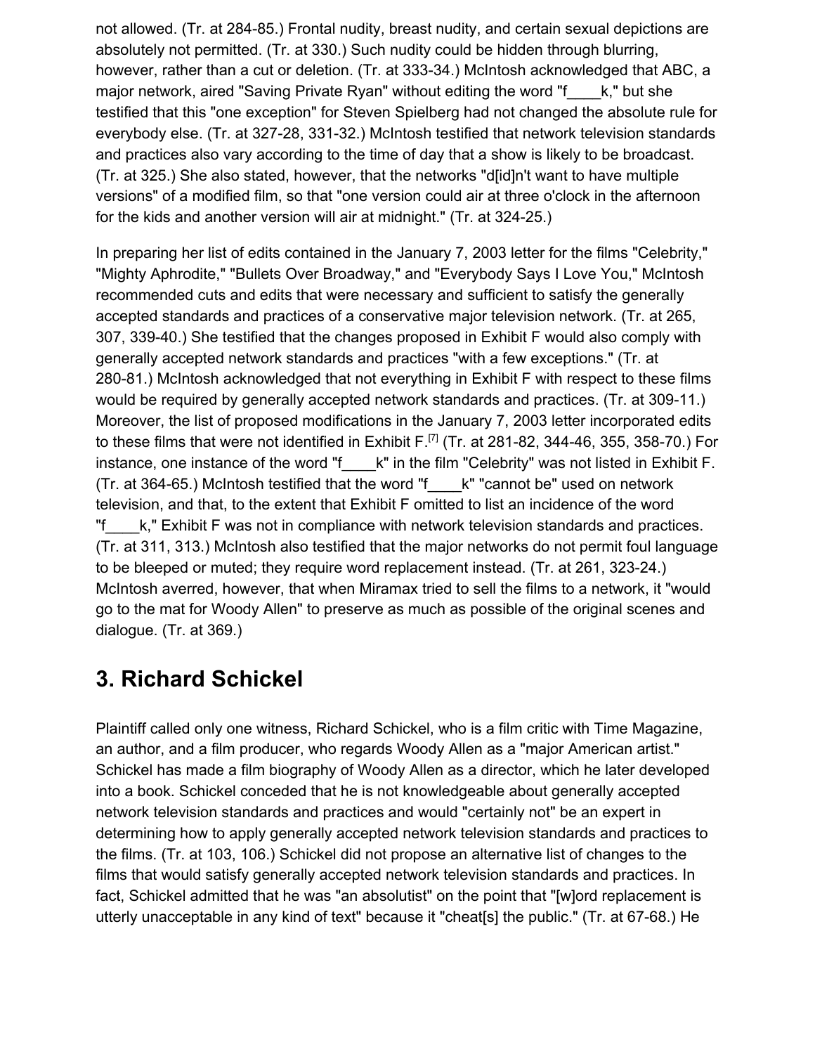not allowed. (Tr. at 284-85.) Frontal nudity, breast nudity, and certain sexual depictions are absolutely not permitted. (Tr. at 330.) Such nudity could be hidden through blurring, however, rather than a cut or deletion. (Tr. at 333-34.) McIntosh acknowledged that ABC, a major network, aired "Saving Private Ryan" without editing the word "f____k," but she testified that this "one exception" for Steven Spielberg had not changed the absolute rule for everybody else. (Tr. at 327-28, 331-32.) McIntosh testified that network television standards and practices also vary according to the time of day that a show is likely to be broadcast. (Tr. at 325.) She also stated, however, that the networks "d[id]n't want to have multiple versions" of a modified film, so that "one version could air at three o'clock in the afternoon for the kids and another version will air at midnight." (Tr. at 324-25.)

In preparing her list of edits contained in the January 7, 2003 letter for the films "Celebrity," "Mighty Aphrodite," "Bullets Over Broadway," and "Everybody Says I Love You," McIntosh recommended cuts and edits that were necessary and sufficient to satisfy the generally accepted standards and practices of a conservative major television network. (Tr. at 265, 307, 339-40.) She testified that the changes proposed in Exhibit F would also comply with generally accepted network standards and practices "with a few exceptions." (Tr. at 280-81.) McIntosh acknowledged that not everything in Exhibit F with respect to these films would be required by generally accepted network standards and practices. (Tr. at 309-11.) Moreover, the list of proposed modifications in the January 7, 2003 letter incorporated edits to these films that were not identified in Exhibit F.[7] (Tr. at 281-82, 344-46, 355, 358-70.) For instance, one instance of the word "f____k" in the film "Celebrity" was not listed in Exhibit F. (Tr. at 364-65.) McIntosh testified that the word "f____k" "cannot be" used on network television, and that, to the extent that Exhibit F omitted to list an incidence of the word "f____k," Exhibit F was not in compliance with network television standards and practices. (Tr. at 311, 313.) McIntosh also testified that the major networks do not permit foul language to be bleeped or muted; they require word replacement instead. (Tr. at 261, 323-24.) McIntosh averred, however, that when Miramax tried to sell the films to a network, it "would go to the mat for Woody Allen" to preserve as much as possible of the original scenes and dialogue. (Tr. at 369.)

## 3. Richard Schickel

Plaintiff called only one witness, Richard Schickel, who is a film critic with Time Magazine, an author, and a film producer, who regards Woody Allen as a "major American artist." Schickel has made a film biography of Woody Allen as a director, which he later developed into a book. Schickel conceded that he is not knowledgeable about generally accepted network television standards and practices and would "certainly not" be an expert in determining how to apply generally accepted network television standards and practices to the films. (Tr. at 103, 106.) Schickel did not propose an alternative list of changes to the films that would satisfy generally accepted network television standards and practices. In fact, Schickel admitted that he was "an absolutist" on the point that "[w]ord replacement is utterly unacceptable in any kind of text" because it "cheat[s] the public." (Tr. at 67-68.) He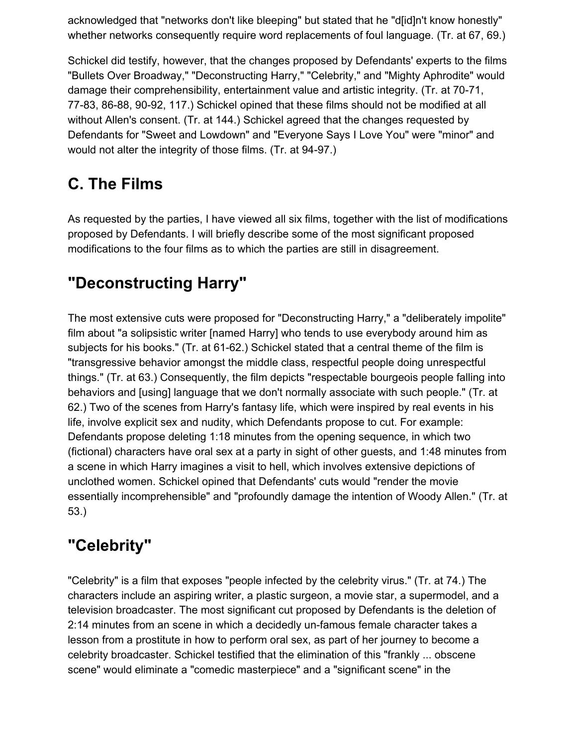acknowledged that "networks don't like bleeping" but stated that he "d[id]n't know honestly" whether networks consequently require word replacements of foul language. (Tr. at 67, 69.)

Schickel did testify, however, that the changes proposed by Defendants' experts to the films "Bullets Over Broadway," "Deconstructing Harry," "Celebrity," and "Mighty Aphrodite" would damage their comprehensibility, entertainment value and artistic integrity. (Tr. at 70-71, 77-83, 86-88, 90-92, 117.) Schickel opined that these films should not be modified at all without Allen's consent. (Tr. at 144.) Schickel agreed that the changes requested by Defendants for "Sweet and Lowdown" and "Everyone Says I Love You" were "minor" and would not alter the integrity of those films. (Tr. at 94-97.)

## C. The Films

As requested by the parties, I have viewed all six films, together with the list of modifications proposed by Defendants. I will briefly describe some of the most significant proposed modifications to the four films as to which the parties are still in disagreement.

## "Deconstructing Harry"

The most extensive cuts were proposed for "Deconstructing Harry," a "deliberately impolite" film about "a solipsistic writer [named Harry] who tends to use everybody around him as subjects for his books." (Tr. at 61-62.) Schickel stated that a central theme of the film is "transgressive behavior amongst the middle class, respectful people doing unrespectful things." (Tr. at 63.) Consequently, the film depicts "respectable bourgeois people falling into behaviors and [using] language that we don't normally associate with such people." (Tr. at 62.) Two of the scenes from Harry's fantasy life, which were inspired by real events in his life, involve explicit sex and nudity, which Defendants propose to cut. For example: Defendants propose deleting 1:18 minutes from the opening sequence, in which two (fictional) characters have oral sex at a party in sight of other guests, and 1:48 minutes from a scene in which Harry imagines a visit to hell, which involves extensive depictions of unclothed women. Schickel opined that Defendants' cuts would "render the movie essentially incomprehensible" and "profoundly damage the intention of Woody Allen." (Tr. at 53.)

## "Celebrity"

"Celebrity" is a film that exposes "people infected by the celebrity virus." (Tr. at 74.) The characters include an aspiring writer, a plastic surgeon, a movie star, a supermodel, and a television broadcaster. The most significant cut proposed by Defendants is the deletion of 2:14 minutes from an scene in which a decidedly un-famous female character takes a lesson from a prostitute in how to perform oral sex, as part of her journey to become a celebrity broadcaster. Schickel testified that the elimination of this "frankly ... obscene scene" would eliminate a "comedic masterpiece" and a "significant scene" in the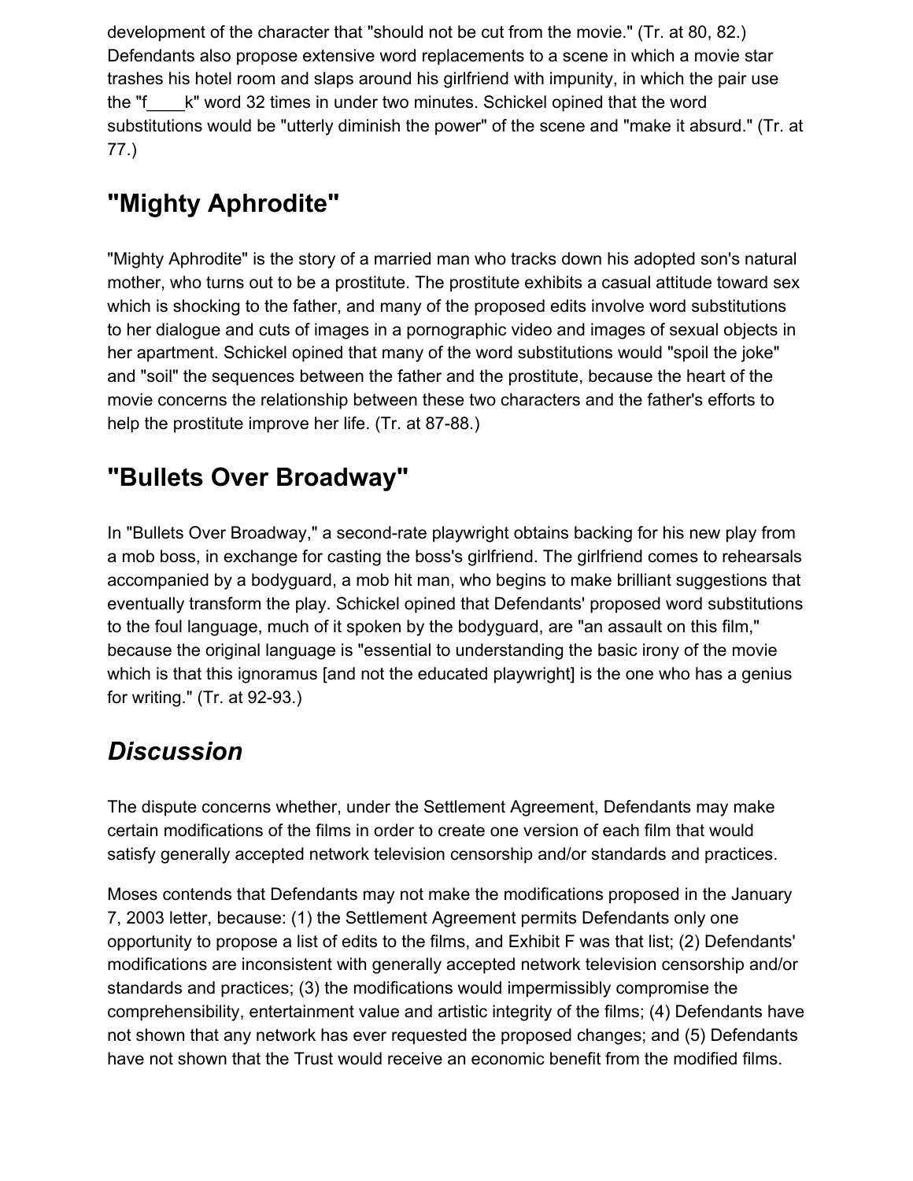development of the character that "should not be cut from the movie." (Tr. at 80, 82.) Defendants also propose extensive word replacements to a scene in which a movie star trashes his hotel room and slaps around his girlfriend with impunity, in which the pair use the "f____k" word 32 times in under two minutes. Schickel opined that the word substitutions would be "utterly diminish the power" of the scene and "make it absurd." (Tr. at 77.)

## "Mighty Aphrodite"

"Mighty Aphrodite" is the story of a married man who tracks down his adopted son's natural mother, who turns out to be a prostitute. The prostitute exhibits a casual attitude toward sex which is shocking to the father, and many of the proposed edits involve word substitutions to her dialogue and cuts of images in a pornographic video and images of sexual objects in her apartment. Schickel opined that many of the word substitutions would "spoil the joke" and "soil" the sequences between the father and the prostitute, because the heart of the movie concerns the relationship between these two characters and the father's efforts to help the prostitute improve her life. (Tr. at 87-88.)

## "Bullets Over Broadway"

In "Bullets Over Broadway," a second-rate playwright obtains backing for his new play from a mob boss, in exchange for casting the boss's girlfriend. The girlfriend comes to rehearsals accompanied by a bodyguard, a mob hit man, who begins to make brilliant suggestions that eventually transform the play. Schickel opined that Defendants' proposed word substitutions to the foul language, much of it spoken by the bodyguard, are "an assault on this film," because the original language is "essential to understanding the basic irony of the movie which is that this ignoramus [and not the educated playwright] is the one who has a genius for writing." (Tr. at 92-93.)

## *Discussion*

The dispute concerns whether, under the Settlement Agreement, Defendants may make certain modifications of the films in order to create one version of each film that would satisfy generally accepted network television censorship and/or standards and practices.

Moses contends that Defendants may not make the modifications proposed in the January 7, 2003 letter, because: (1) the Settlement Agreement permits Defendants only one opportunity to propose a list of edits to the films, and Exhibit F was that list; (2) Defendants' modifications are inconsistent with generally accepted network television censorship and/or standards and practices; (3) the modifications would impermissibly compromise the comprehensibility, entertainment value and artistic integrity of the films; (4) Defendants have not shown that any network has ever requested the proposed changes; and (5) Defendants have not shown that the Trust would receive an economic benefit from the modified films.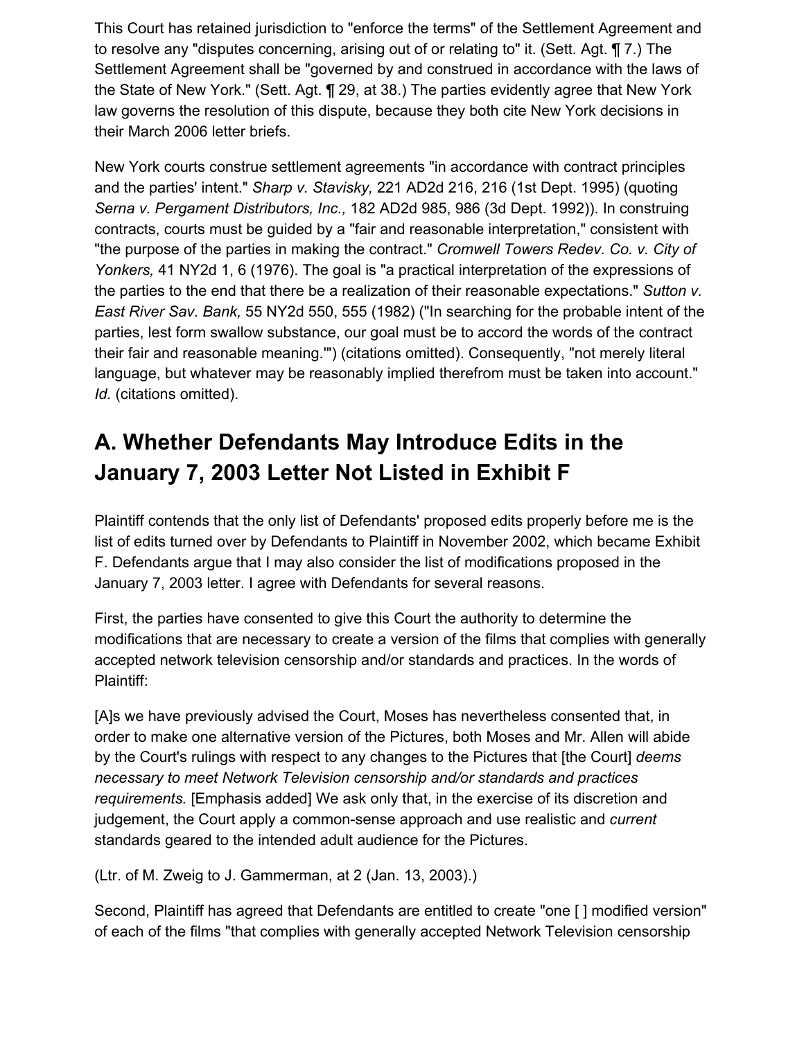This Court has retained jurisdiction to "enforce the terms" of the Settlement Agreement and to resolve any "disputes concerning, arising out of or relating to" it. (Sett. Agt. ¶ 7.) The Settlement Agreement shall be "governed by and construed in accordance with the laws of the State of New York." (Sett. Agt. ¶ 29, at 38.) The parties evidently agree that New York law governs the resolution of this dispute, because they both cite New York decisions in their March 2006 letter briefs.

New York courts construe settlement agreements "in accordance with contract principles and the parties' intent." *Sharp v. Stavisky,* 221 AD2d 216, 216 (1st Dept. 1995) (quoting *Serna v. Pergament Distributors, Inc.,* 182 AD2d 985, 986 (3d Dept. 1992)). In construing contracts, courts must be guided by a "fair and reasonable interpretation," consistent with "the purpose of the parties in making the contract." *Cromwell Towers Redev. Co. v. City of Yonkers,* 41 NY2d 1, 6 (1976). The goal is "a practical interpretation of the expressions of the parties to the end that there be a realization of their reasonable expectations." *Sutton v. East River Sav. Bank,* 55 NY2d 550, 555 (1982) ("In searching for the probable intent of the parties, lest form swallow substance, our goal must be to accord the words of the contract their fair and reasonable meaning.'") (citations omitted). Consequently, "not merely literal language, but whatever may be reasonably implied therefrom must be taken into account." *Id.* (citations omitted).

## A. Whether Defendants May Introduce Edits in the January 7, 2003 Letter Not Listed in Exhibit F

Plaintiff contends that the only list of Defendants' proposed edits properly before me is the list of edits turned over by Defendants to Plaintiff in November 2002, which became Exhibit F. Defendants argue that I may also consider the list of modifications proposed in the January 7, 2003 letter. I agree with Defendants for several reasons.

First, the parties have consented to give this Court the authority to determine the modifications that are necessary to create a version of the films that complies with generally accepted network television censorship and/or standards and practices. In the words of Plaintiff:

[A]s we have previously advised the Court, Moses has nevertheless consented that, in order to make one alternative version of the Pictures, both Moses and Mr. Allen will abide by the Court's rulings with respect to any changes to the Pictures that [the Court] *deems necessary to meet Network Television censorship and/or standards and practices requirements.* [Emphasis added] We ask only that, in the exercise of its discretion and judgement, the Court apply a common-sense approach and use realistic and *current* standards geared to the intended adult audience for the Pictures.

(Ltr. of M. Zweig to J. Gammerman, at 2 (Jan. 13, 2003).)

Second, Plaintiff has agreed that Defendants are entitled to create "one [ ] modified version" of each of the films "that complies with generally accepted Network Television censorship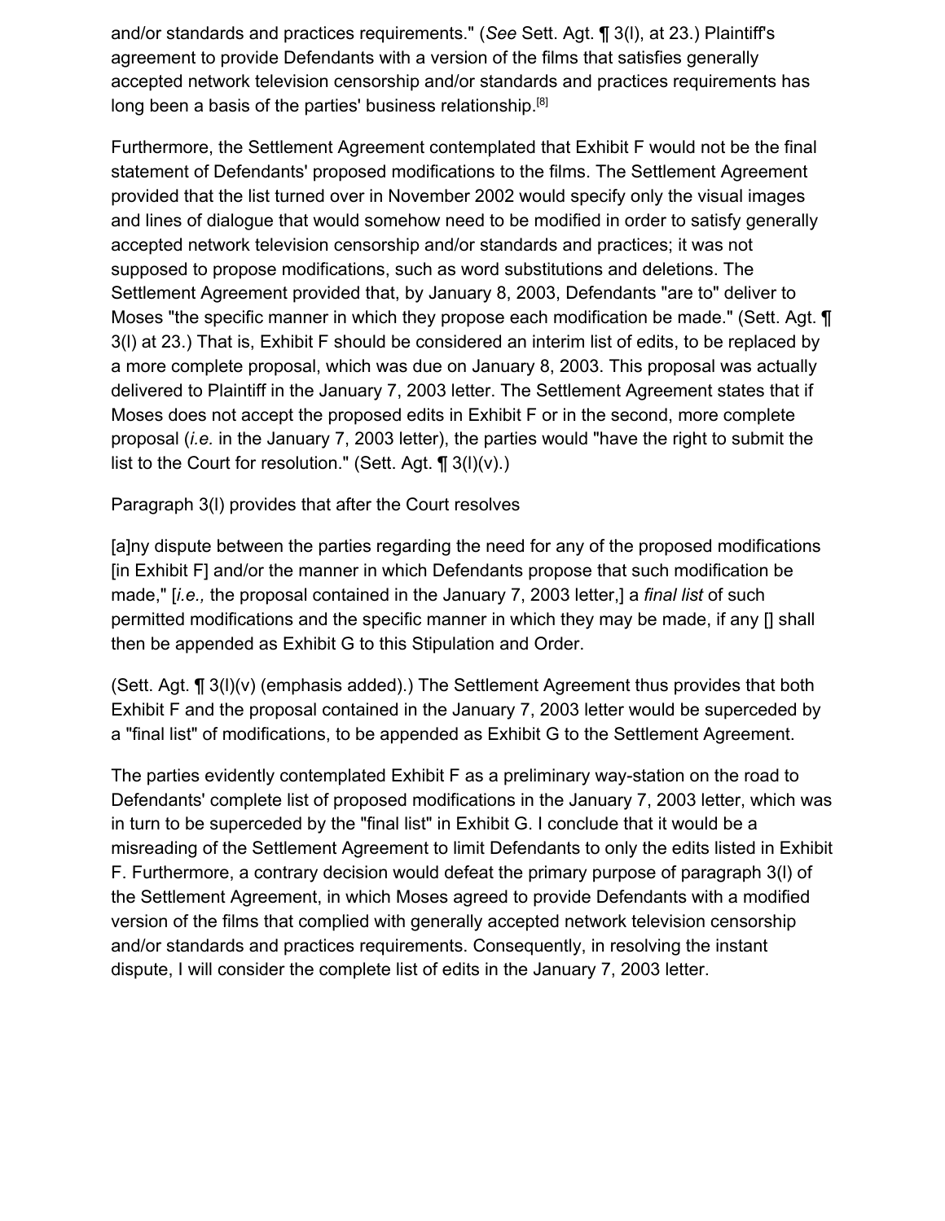and/or standards and practices requirements." (*See* Sett. Agt. ¶ 3(l), at 23.) Plaintiff's agreement to provide Defendants with a version of the films that satisfies generally accepted network television censorship and/or standards and practices requirements has long been a basis of the parties' business relationship.[8]

Furthermore, the Settlement Agreement contemplated that Exhibit F would not be the final statement of Defendants' proposed modifications to the films. The Settlement Agreement provided that the list turned over in November 2002 would specify only the visual images and lines of dialogue that would somehow need to be modified in order to satisfy generally accepted network television censorship and/or standards and practices; it was not supposed to propose modifications, such as word substitutions and deletions. The Settlement Agreement provided that, by January 8, 2003, Defendants "are to" deliver to Moses "the specific manner in which they propose each modification be made." (Sett. Agt. ¶ 3(l) at 23.) That is, Exhibit F should be considered an interim list of edits, to be replaced by a more complete proposal, which was due on January 8, 2003. This proposal was actually delivered to Plaintiff in the January 7, 2003 letter. The Settlement Agreement states that if Moses does not accept the proposed edits in Exhibit F or in the second, more complete proposal (*i.e.* in the January 7, 2003 letter), the parties would "have the right to submit the list to the Court for resolution." (Sett. Agt. ¶ 3(l)(v).)

Paragraph 3(l) provides that after the Court resolves

> [a]ny dispute between the parties regarding the need for any of the proposed modifications [in Exhibit F] and/or the manner in which Defendants propose that such modification be made," [*i.e.,* the proposal contained in the January 7, 2003 letter,] a *final list* of such permitted modifications and the specific manner in which they may be made, if any [] shall then be appended as Exhibit G to this Stipulation and Order.

(Sett. Agt. ¶ 3(l)(v) (emphasis added).) The Settlement Agreement thus provides that both Exhibit F and the proposal contained in the January 7, 2003 letter would be superceded by a "final list" of modifications, to be appended as Exhibit G to the Settlement Agreement.

The parties evidently contemplated Exhibit F as a preliminary way-station on the road to Defendants' complete list of proposed modifications in the January 7, 2003 letter, which was in turn to be superceded by the "final list" in Exhibit G. I conclude that it would be a misreading of the Settlement Agreement to limit Defendants to only the edits listed in Exhibit F. Furthermore, a contrary decision would defeat the primary purpose of paragraph 3(l) of the Settlement Agreement, in which Moses agreed to provide Defendants with a modified version of the films that complied with generally accepted network television censorship and/or standards and practices requirements. Consequently, in resolving the instant dispute, I will consider the complete list of edits in the January 7, 2003 letter.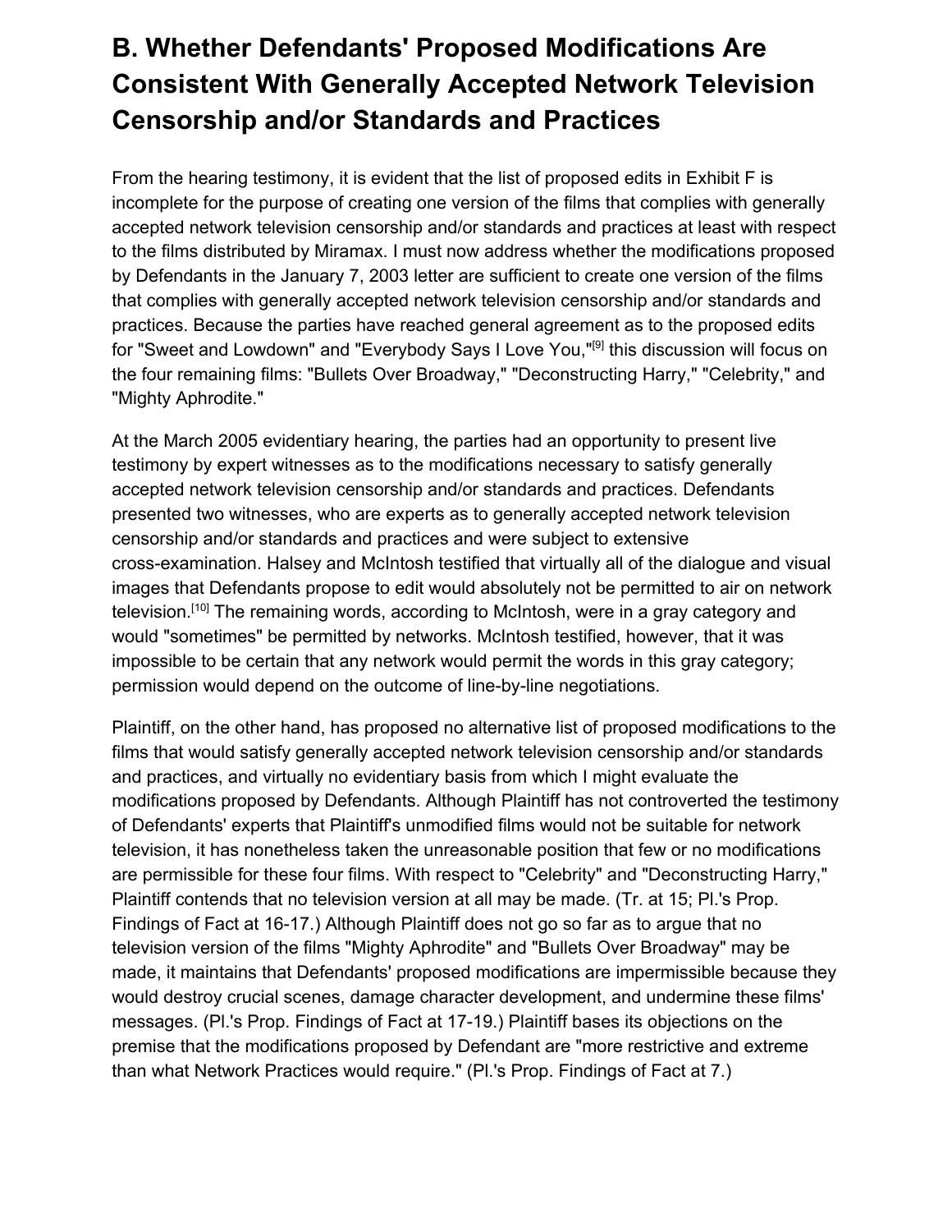## B. Whether Defendants' Proposed Modifications Are Consistent With Generally Accepted Network Television Censorship and/or Standards and Practices

From the hearing testimony, it is evident that the list of proposed edits in Exhibit F is incomplete for the purpose of creating one version of the films that complies with generally accepted network television censorship and/or standards and practices at least with respect to the films distributed by Miramax. I must now address whether the modifications proposed by Defendants in the January 7, 2003 letter are sufficient to create one version of the films that complies with generally accepted network television censorship and/or standards and practices. Because the parties have reached general agreement as to the proposed edits for "Sweet and Lowdown" and "Everybody Says I Love You,"[9] this discussion will focus on the four remaining films: "Bullets Over Broadway," "Deconstructing Harry," "Celebrity," and "Mighty Aphrodite."

At the March 2005 evidentiary hearing, the parties had an opportunity to present live testimony by expert witnesses as to the modifications necessary to satisfy generally accepted network television censorship and/or standards and practices. Defendants presented two witnesses, who are experts as to generally accepted network television censorship and/or standards and practices and were subject to extensive cross-examination. Halsey and McIntosh testified that virtually all of the dialogue and visual images that Defendants propose to edit would absolutely not be permitted to air on network television.[10] The remaining words, according to McIntosh, were in a gray category and would "sometimes" be permitted by networks. McIntosh testified, however, that it was impossible to be certain that any network would permit the words in this gray category; permission would depend on the outcome of line-by-line negotiations.

Plaintiff, on the other hand, has proposed no alternative list of proposed modifications to the films that would satisfy generally accepted network television censorship and/or standards and practices, and virtually no evidentiary basis from which I might evaluate the modifications proposed by Defendants. Although Plaintiff has not controverted the testimony of Defendants' experts that Plaintiff's unmodified films would not be suitable for network television, it has nonetheless taken the unreasonable position that few or no modifications are permissible for these four films. With respect to "Celebrity" and "Deconstructing Harry," Plaintiff contends that no television version at all may be made. (Tr. at 15; Pl.'s Prop. Findings of Fact at 16-17.) Although Plaintiff does not go so far as to argue that no television version of the films "Mighty Aphrodite" and "Bullets Over Broadway" may be made, it maintains that Defendants' proposed modifications are impermissible because they would destroy crucial scenes, damage character development, and undermine these films' messages. (Pl.'s Prop. Findings of Fact at 17-19.) Plaintiff bases its objections on the premise that the modifications proposed by Defendant are "more restrictive and extreme than what Network Practices would require." (Pl.'s Prop. Findings of Fact at 7.)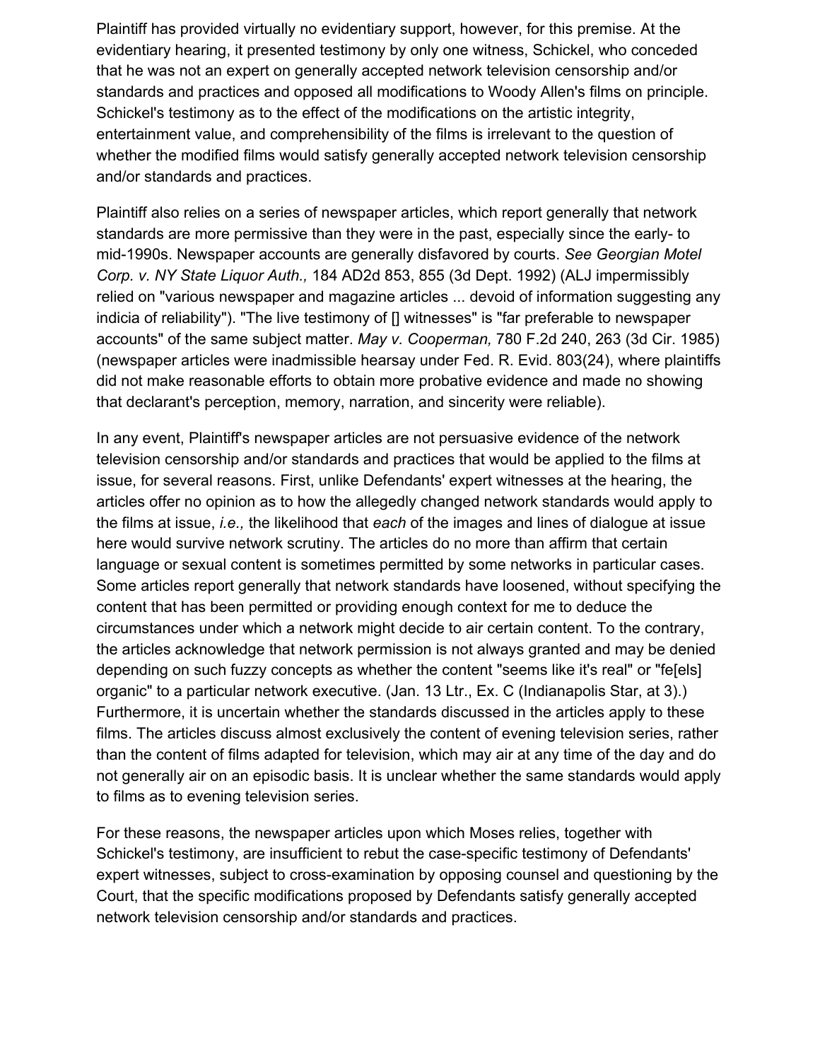Plaintiff has provided virtually no evidentiary support, however, for this premise. At the evidentiary hearing, it presented testimony by only one witness, Schickel, who conceded that he was not an expert on generally accepted network television censorship and/or standards and practices and opposed all modifications to Woody Allen's films on principle. Schickel's testimony as to the effect of the modifications on the artistic integrity, entertainment value, and comprehensibility of the films is irrelevant to the question of whether the modified films would satisfy generally accepted network television censorship and/or standards and practices.

Plaintiff also relies on a series of newspaper articles, which report generally that network standards are more permissive than they were in the past, especially since the early- to mid-1990s. Newspaper accounts are generally disfavored by courts. *See Georgian Motel Corp. v. NY State Liquor Auth.,* 184 AD2d 853, 855 (3d Dept. 1992) (ALJ impermissibly relied on "various newspaper and magazine articles ... devoid of information suggesting any indicia of reliability"). "The live testimony of [] witnesses" is "far preferable to newspaper accounts" of the same subject matter. *May v. Cooperman,* 780 F.2d 240, 263 (3d Cir. 1985) (newspaper articles were inadmissible hearsay under Fed. R. Evid. 803(24), where plaintiffs did not make reasonable efforts to obtain more probative evidence and made no showing that declarant's perception, memory, narration, and sincerity were reliable).

In any event, Plaintiff's newspaper articles are not persuasive evidence of the network television censorship and/or standards and practices that would be applied to the films at issue, for several reasons. First, unlike Defendants' expert witnesses at the hearing, the articles offer no opinion as to how the allegedly changed network standards would apply to the films at issue, *i.e.,* the likelihood that *each* of the images and lines of dialogue at issue here would survive network scrutiny. The articles do no more than affirm that certain language or sexual content is sometimes permitted by some networks in particular cases. Some articles report generally that network standards have loosened, without specifying the content that has been permitted or providing enough context for me to deduce the circumstances under which a network might decide to air certain content. To the contrary, the articles acknowledge that network permission is not always granted and may be denied depending on such fuzzy concepts as whether the content "seems like it's real" or "fe[els] organic" to a particular network executive. (Jan. 13 Ltr., Ex. C (Indianapolis Star, at 3).) Furthermore, it is uncertain whether the standards discussed in the articles apply to these films. The articles discuss almost exclusively the content of evening television series, rather than the content of films adapted for television, which may air at any time of the day and do not generally air on an episodic basis. It is unclear whether the same standards would apply to films as to evening television series.

For these reasons, the newspaper articles upon which Moses relies, together with Schickel's testimony, are insufficient to rebut the case-specific testimony of Defendants' expert witnesses, subject to cross-examination by opposing counsel and questioning by the Court, that the specific modifications proposed by Defendants satisfy generally accepted network television censorship and/or standards and practices.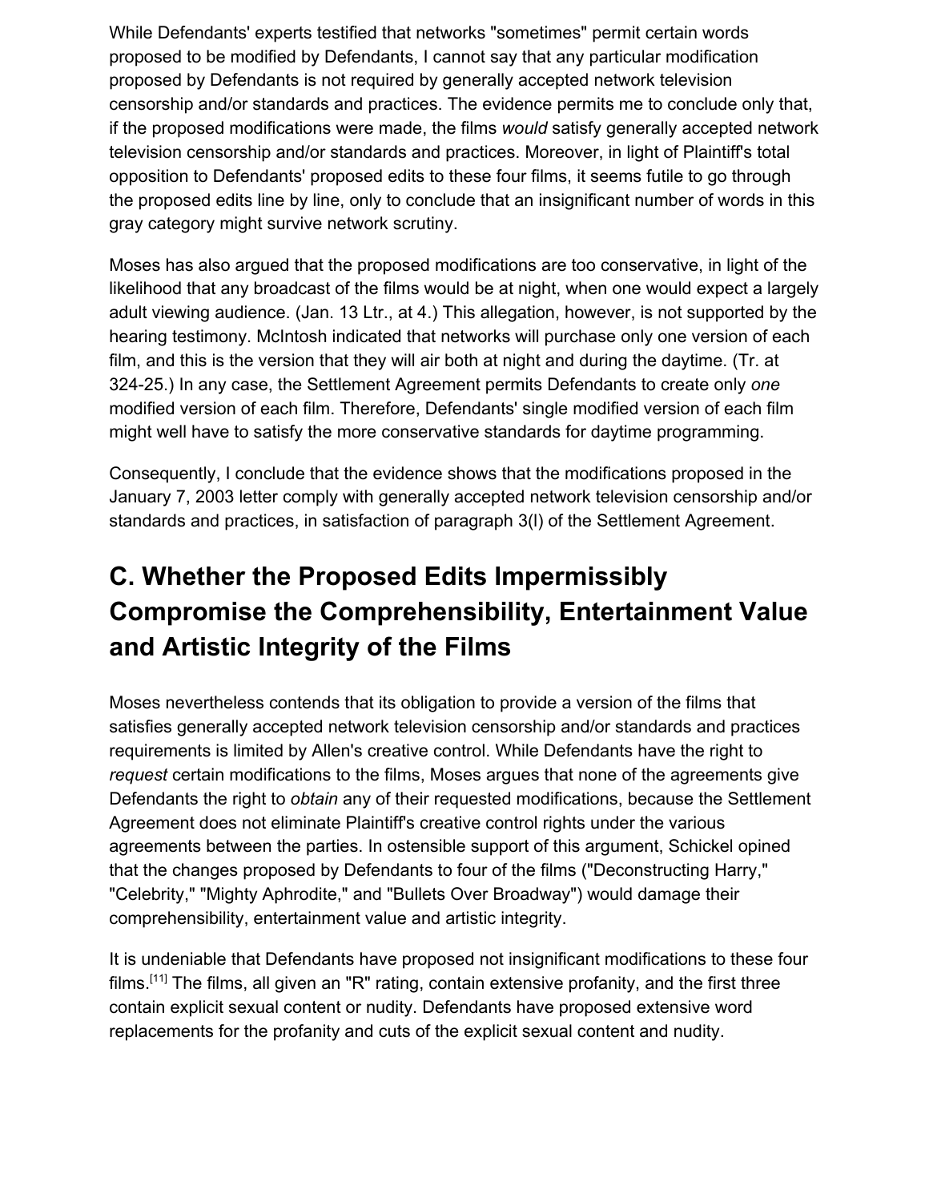While Defendants' experts testified that networks "sometimes" permit certain words proposed to be modified by Defendants, I cannot say that any particular modification proposed by Defendants is not required by generally accepted network television censorship and/or standards and practices. The evidence permits me to conclude only that, if the proposed modifications were made, the films *would* satisfy generally accepted network television censorship and/or standards and practices. Moreover, in light of Plaintiff's total opposition to Defendants' proposed edits to these four films, it seems futile to go through the proposed edits line by line, only to conclude that an insignificant number of words in this gray category might survive network scrutiny.

Moses has also argued that the proposed modifications are too conservative, in light of the likelihood that any broadcast of the films would be at night, when one would expect a largely adult viewing audience. (Jan. 13 Ltr., at 4.) This allegation, however, is not supported by the hearing testimony. McIntosh indicated that networks will purchase only one version of each film, and this is the version that they will air both at night and during the daytime. (Tr. at 324-25.) In any case, the Settlement Agreement permits Defendants to create only *one* modified version of each film. Therefore, Defendants' single modified version of each film might well have to satisfy the more conservative standards for daytime programming.

Consequently, I conclude that the evidence shows that the modifications proposed in the January 7, 2003 letter comply with generally accepted network television censorship and/or standards and practices, in satisfaction of paragraph 3(l) of the Settlement Agreement.

## C. Whether the Proposed Edits Impermissibly Compromise the Comprehensibility, Entertainment Value and Artistic Integrity of the Films

Moses nevertheless contends that its obligation to provide a version of the films that satisfies generally accepted network television censorship and/or standards and practices requirements is limited by Allen's creative control. While Defendants have the right to *request* certain modifications to the films, Moses argues that none of the agreements give Defendants the right to *obtain* any of their requested modifications, because the Settlement Agreement does not eliminate Plaintiff's creative control rights under the various agreements between the parties. In ostensible support of this argument, Schickel opined that the changes proposed by Defendants to four of the films ("Deconstructing Harry," "Celebrity," "Mighty Aphrodite," and "Bullets Over Broadway") would damage their comprehensibility, entertainment value and artistic integrity.

It is undeniable that Defendants have proposed not insignificant modifications to these four films.[11] The films, all given an "R" rating, contain extensive profanity, and the first three contain explicit sexual content or nudity. Defendants have proposed extensive word replacements for the profanity and cuts of the explicit sexual content and nudity.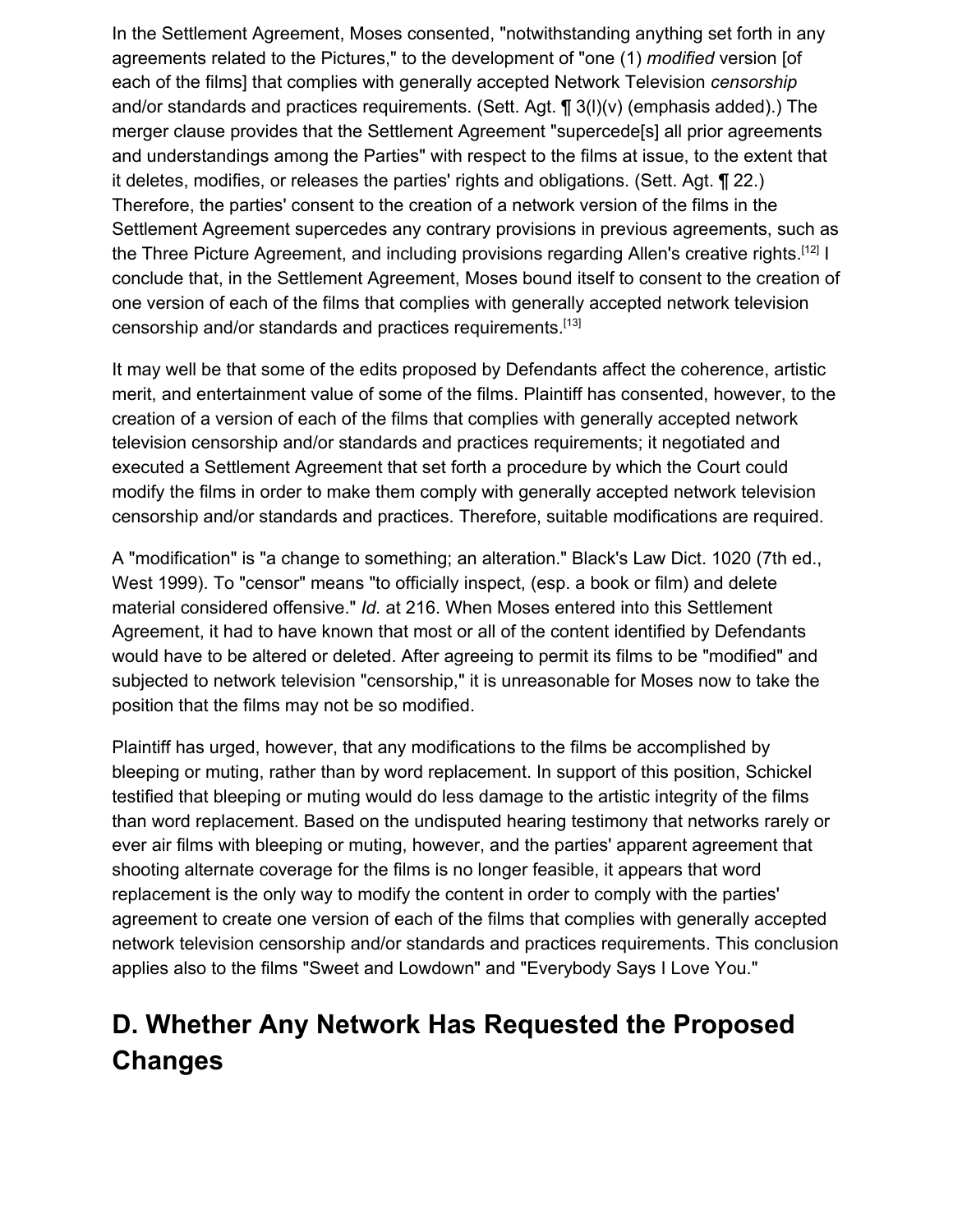In the Settlement Agreement, Moses consented, "notwithstanding anything set forth in any agreements related to the Pictures," to the development of "one (1) *modified* version [of each of the films] that complies with generally accepted Network Television *censorship* and/or standards and practices requirements. (Sett. Agt. ¶ 3(l)(v) (emphasis added).) The merger clause provides that the Settlement Agreement "supercede[s] all prior agreements and understandings among the Parties" with respect to the films at issue, to the extent that it deletes, modifies, or releases the parties' rights and obligations. (Sett. Agt. ¶ 22.) Therefore, the parties' consent to the creation of a network version of the films in the Settlement Agreement supercedes any contrary provisions in previous agreements, such as the Three Picture Agreement, and including provisions regarding Allen's creative rights.[12] I conclude that, in the Settlement Agreement, Moses bound itself to consent to the creation of one version of each of the films that complies with generally accepted network television censorship and/or standards and practices requirements.[13]

It may well be that some of the edits proposed by Defendants affect the coherence, artistic merit, and entertainment value of some of the films. Plaintiff has consented, however, to the creation of a version of each of the films that complies with generally accepted network television censorship and/or standards and practices requirements; it negotiated and executed a Settlement Agreement that set forth a procedure by which the Court could modify the films in order to make them comply with generally accepted network television censorship and/or standards and practices. Therefore, suitable modifications are required.

A "modification" is "a change to something; an alteration." Black's Law Dict. 1020 (7th ed., West 1999). To "censor" means "to officially inspect, (esp. a book or film) and delete material considered offensive." *Id.* at 216. When Moses entered into this Settlement Agreement, it had to have known that most or all of the content identified by Defendants would have to be altered or deleted. After agreeing to permit its films to be "modified" and subjected to network television "censorship," it is unreasonable for Moses now to take the position that the films may not be so modified.

Plaintiff has urged, however, that any modifications to the films be accomplished by bleeping or muting, rather than by word replacement. In support of this position, Schickel testified that bleeping or muting would do less damage to the artistic integrity of the films than word replacement. Based on the undisputed hearing testimony that networks rarely or ever air films with bleeping or muting, however, and the parties' apparent agreement that shooting alternate coverage for the films is no longer feasible, it appears that word replacement is the only way to modify the content in order to comply with the parties' agreement to create one version of each of the films that complies with generally accepted network television censorship and/or standards and practices requirements. This conclusion applies also to the films "Sweet and Lowdown" and "Everybody Says I Love You."

## D. Whether Any Network Has Requested the Proposed Changes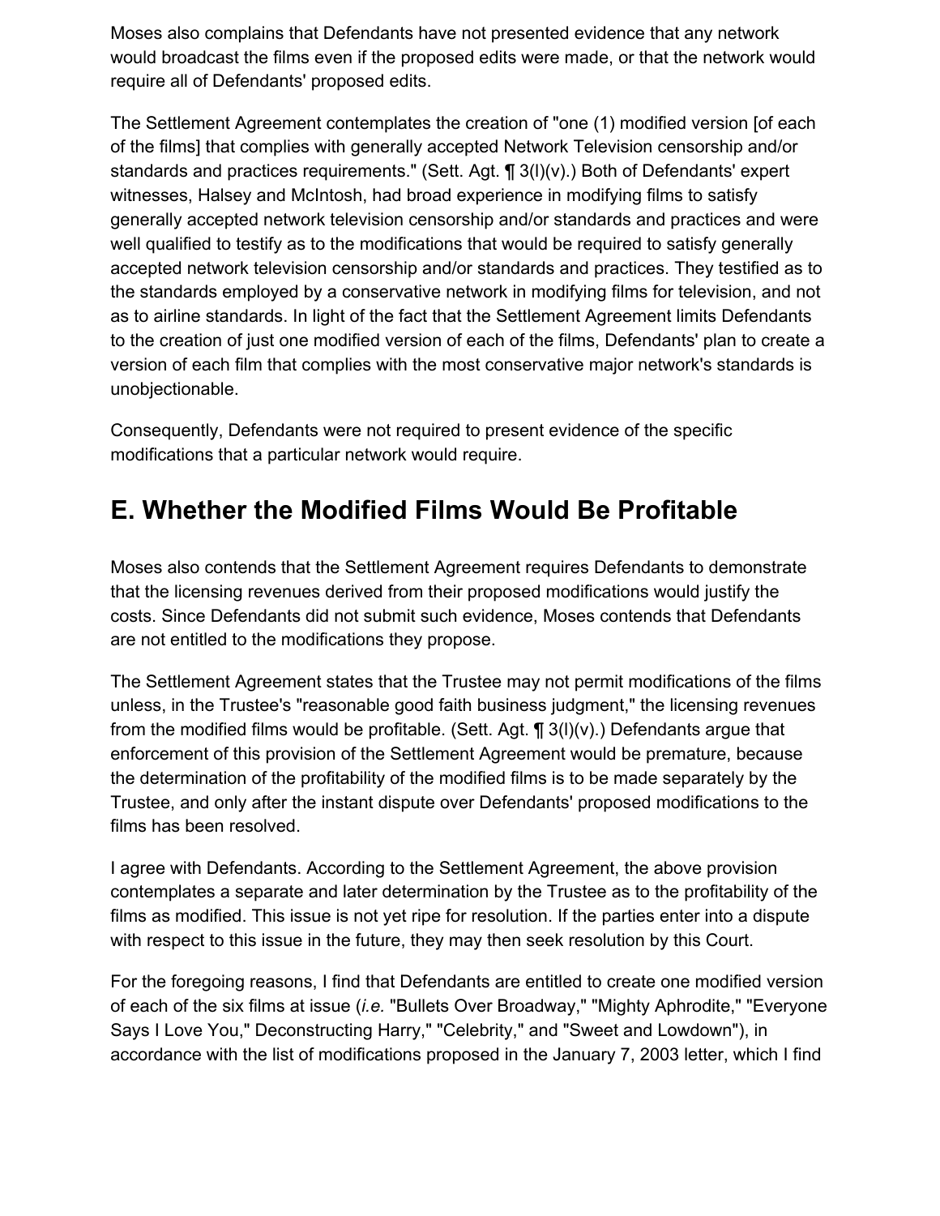Moses also complains that Defendants have not presented evidence that any network would broadcast the films even if the proposed edits were made, or that the network would require all of Defendants' proposed edits.

The Settlement Agreement contemplates the creation of "one (1) modified version [of each of the films] that complies with generally accepted Network Television censorship and/or standards and practices requirements." (Sett. Agt. ¶ 3(I)(v).) Both of Defendants' expert witnesses, Halsey and McIntosh, had broad experience in modifying films to satisfy generally accepted network television censorship and/or standards and practices and were well qualified to testify as to the modifications that would be required to satisfy generally accepted network television censorship and/or standards and practices. They testified as to the standards employed by a conservative network in modifying films for television, and not as to airline standards. In light of the fact that the Settlement Agreement limits Defendants to the creation of just one modified version of each of the films, Defendants' plan to create a version of each film that complies with the most conservative major network's standards is unobjectionable.

Consequently, Defendants were not required to present evidence of the specific modifications that a particular network would require.

## E. Whether the Modified Films Would Be Profitable

Moses also contends that the Settlement Agreement requires Defendants to demonstrate that the licensing revenues derived from their proposed modifications would justify the costs. Since Defendants did not submit such evidence, Moses contends that Defendants are not entitled to the modifications they propose.

The Settlement Agreement states that the Trustee may not permit modifications of the films unless, in the Trustee's "reasonable good faith business judgment," the licensing revenues from the modified films would be profitable. (Sett. Agt. ¶ 3(I)(v).) Defendants argue that enforcement of this provision of the Settlement Agreement would be premature, because the determination of the profitability of the modified films is to be made separately by the Trustee, and only after the instant dispute over Defendants' proposed modifications to the films has been resolved.

I agree with Defendants. According to the Settlement Agreement, the above provision contemplates a separate and later determination by the Trustee as to the profitability of the films as modified. This issue is not yet ripe for resolution. If the parties enter into a dispute with respect to this issue in the future, they may then seek resolution by this Court.

For the foregoing reasons, I find that Defendants are entitled to create one modified version of each of the six films at issue (*i.e.* "Bullets Over Broadway," "Mighty Aphrodite," "Everyone Says I Love You," Deconstructing Harry," "Celebrity," and "Sweet and Lowdown"), in accordance with the list of modifications proposed in the January 7, 2003 letter, which I find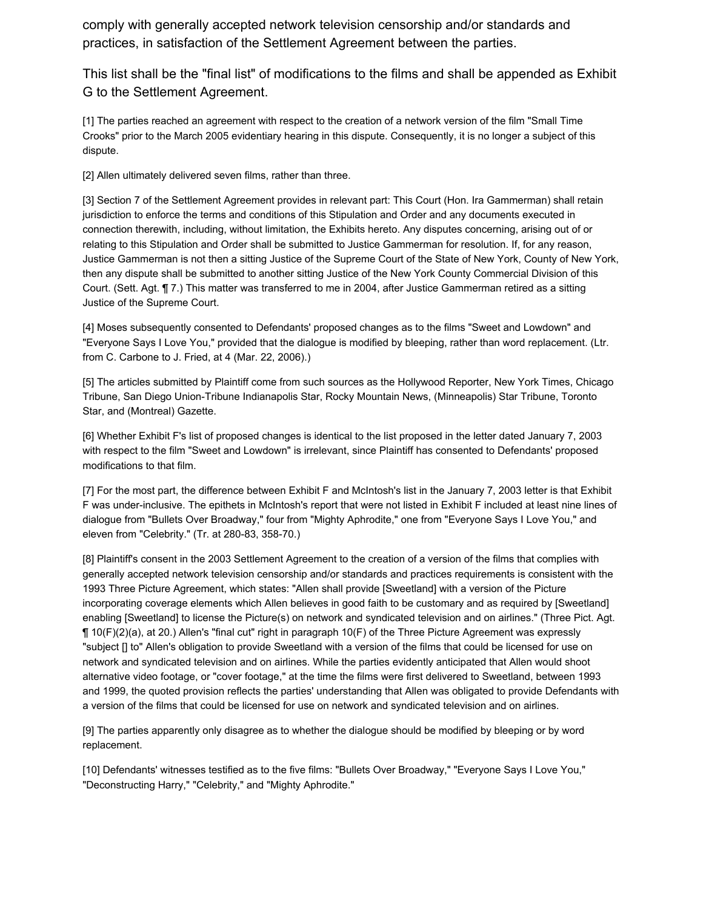comply with generally accepted network television censorship and/or standards and practices, in satisfaction of the Settlement Agreement between the parties.

This list shall be the "final list" of modifications to the films and shall be appended as Exhibit G to the Settlement Agreement.

[1] The parties reached an agreement with respect to the creation of a network version of the film "Small Time Crooks" prior to the March 2005 evidentiary hearing in this dispute. Consequently, it is no longer a subject of this dispute.

[2] Allen ultimately delivered seven films, rather than three.

[3] Section 7 of the Settlement Agreement provides in relevant part: This Court (Hon. Ira Gammerman) shall retain jurisdiction to enforce the terms and conditions of this Stipulation and Order and any documents executed in connection therewith, including, without limitation, the Exhibits hereto. Any disputes concerning, arising out of or relating to this Stipulation and Order shall be submitted to Justice Gammerman for resolution. If, for any reason, Justice Gammerman is not then a sitting Justice of the Supreme Court of the State of New York, County of New York, then any dispute shall be submitted to another sitting Justice of the New York County Commercial Division of this Court. (Sett. Agt. ¶ 7.) This matter was transferred to me in 2004, after Justice Gammerman retired as a sitting Justice of the Supreme Court.

[4] Moses subsequently consented to Defendants' proposed changes as to the films "Sweet and Lowdown" and "Everyone Says I Love You," provided that the dialogue is modified by bleeping, rather than word replacement. (Ltr. from C. Carbone to J. Fried, at 4 (Mar. 22, 2006).)

[5] The articles submitted by Plaintiff come from such sources as the Hollywood Reporter, New York Times, Chicago Tribune, San Diego Union-Tribune Indianapolis Star, Rocky Mountain News, (Minneapolis) Star Tribune, Toronto Star, and (Montreal) Gazette.

[6] Whether Exhibit F's list of proposed changes is identical to the list proposed in the letter dated January 7, 2003 with respect to the film "Sweet and Lowdown" is irrelevant, since Plaintiff has consented to Defendants' proposed modifications to that film.

[7] For the most part, the difference between Exhibit F and McIntosh's list in the January 7, 2003 letter is that Exhibit F was under-inclusive. The epithets in McIntosh's report that were not listed in Exhibit F included at least nine lines of dialogue from "Bullets Over Broadway," four from "Mighty Aphrodite," one from "Everyone Says I Love You," and eleven from "Celebrity." (Tr. at 280-83, 358-70.)

[8] Plaintiff's consent in the 2003 Settlement Agreement to the creation of a version of the films that complies with generally accepted network television censorship and/or standards and practices requirements is consistent with the 1993 Three Picture Agreement, which states: "Allen shall provide [Sweetland] with a version of the Picture incorporating coverage elements which Allen believes in good faith to be customary and as required by [Sweetland] enabling [Sweetland] to license the Picture(s) on network and syndicated television and on airlines." (Three Pict. Agt. ¶ 10(F)(2)(a), at 20.) Allen's "final cut" right in paragraph 10(F) of the Three Picture Agreement was expressly "subject [] to" Allen's obligation to provide Sweetland with a version of the films that could be licensed for use on network and syndicated television and on airlines. While the parties evidently anticipated that Allen would shoot alternative video footage, or "cover footage," at the time the films were first delivered to Sweetland, between 1993 and 1999, the quoted provision reflects the parties' understanding that Allen was obligated to provide Defendants with a version of the films that could be licensed for use on network and syndicated television and on airlines.

[9] The parties apparently only disagree as to whether the dialogue should be modified by bleeping or by word replacement.

[10] Defendants' witnesses testified as to the five films: "Bullets Over Broadway," "Everyone Says I Love You," "Deconstructing Harry," "Celebrity," and "Mighty Aphrodite."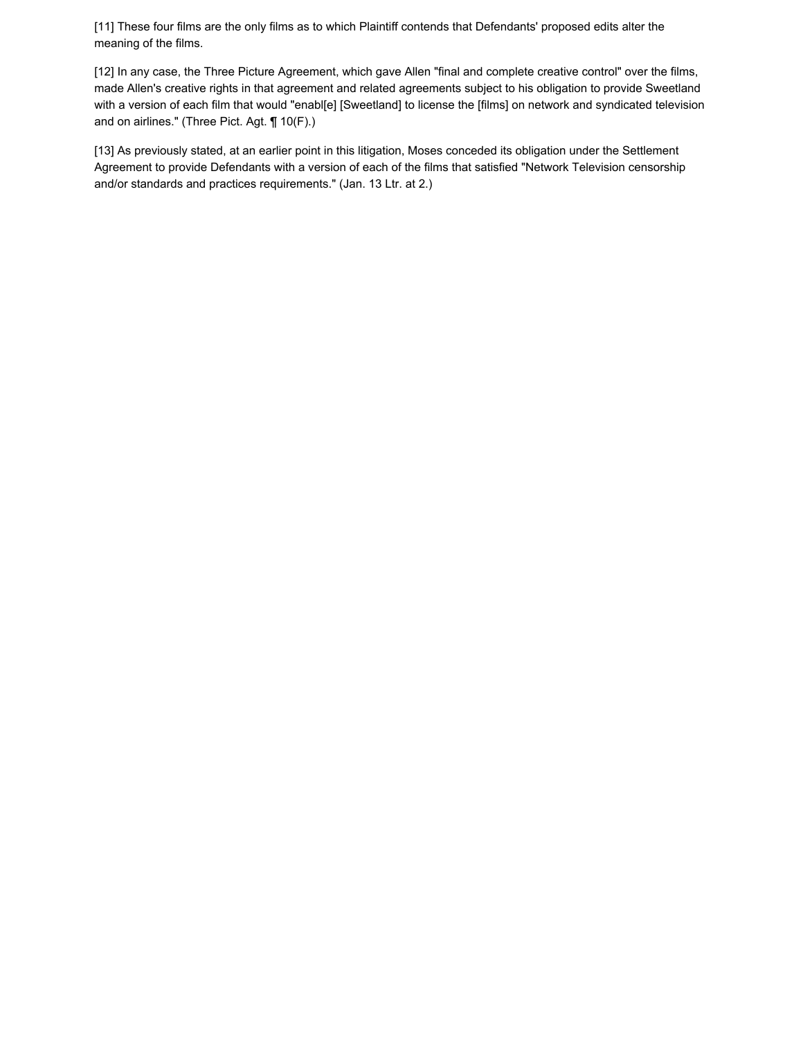[11] These four films are the only films as to which Plaintiff contends that Defendants' proposed edits alter the meaning of the films.

[12] In any case, the Three Picture Agreement, which gave Allen "final and complete creative control" over the films, made Allen's creative rights in that agreement and related agreements subject to his obligation to provide Sweetland with a version of each film that would "enabl[e] [Sweetland] to license the [films] on network and syndicated television and on airlines." (Three Pict. Agt. ¶ 10(F).)

[13] As previously stated, at an earlier point in this litigation, Moses conceded its obligation under the Settlement Agreement to provide Defendants with a version of each of the films that satisfied "Network Television censorship and/or standards and practices requirements." (Jan. 13 Ltr. at 2.)